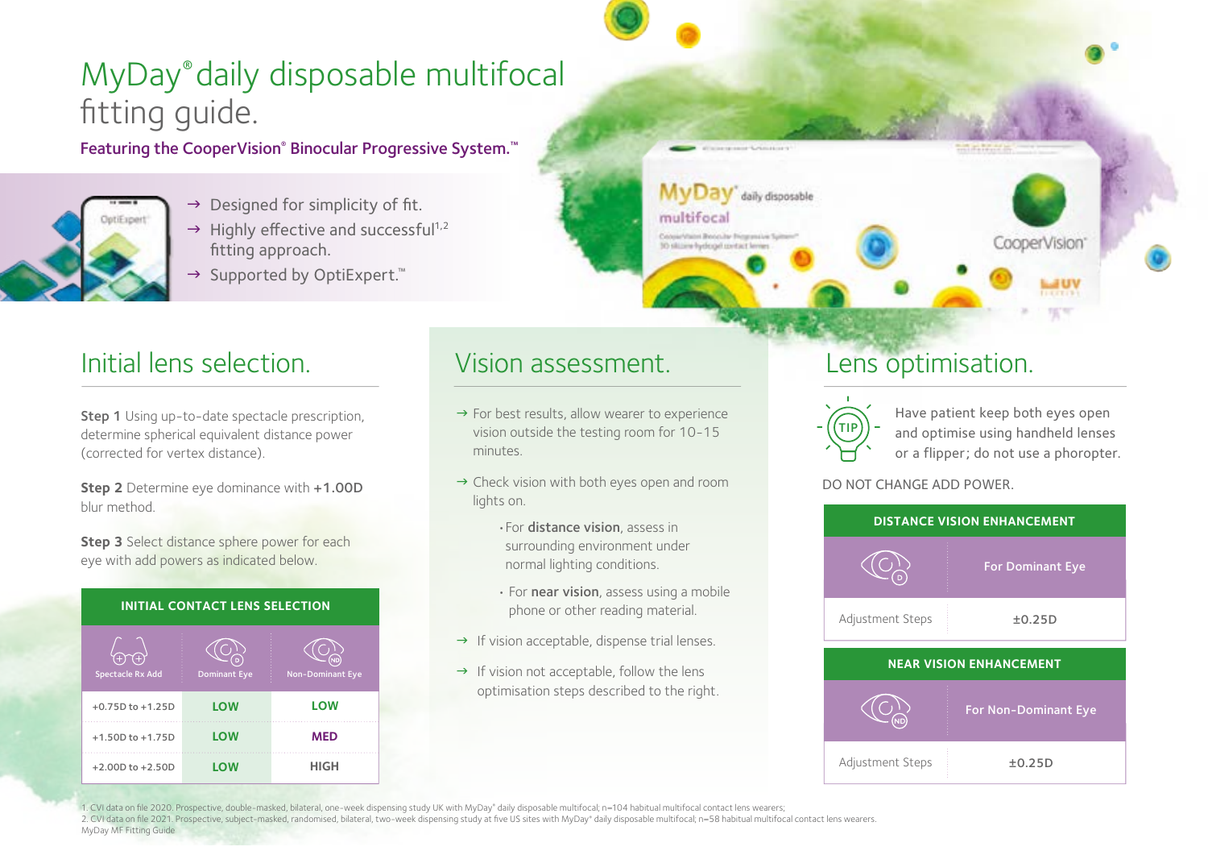# MyDay® daily disposable multifocal fitting guide.

**Featuring the CooperVision® Binocular Progressive System.™**

→ Designed for simplicity of fit.
→ Highly effective and successful[1,2] fitting approach.
→ Supported by OptiExpert.™

## Initial lens selection.

**Step 1** Using up-to-date spectacle prescription, determine spherical equivalent distance power (corrected for vertex distance).

**Step 2** Determine eye dominance with **+1.00D** blur method.

**Step 3** Select distance sphere power for each eye with add powers as indicated below.

| INITIAL CONTACT LENS SELECTION | | |
|---|---|---|
| Spectacle Rx Add | Dominant Eye | Non-Dominant Eye |
| +0.75D to +1.25D | LOW | LOW |
| +1.50D to +1.75D | LOW | MED |
| +2.00D to +2.50D | LOW | HIGH |

## Vision assessment.

→ For best results, allow wearer to experience vision outside the testing room for 10-15 minutes.

→ Check vision with both eyes open and room lights on.

- For **distance vision**, assess in surrounding environment under normal lighting conditions.
- For **near vision**, assess using a mobile phone or other reading material.

→ If vision acceptable, dispense trial lenses.

→ If vision not acceptable, follow the lens optimisation steps described to the right.

## Lens optimisation.

TIP: Have patient keep both eyes open and optimise using handheld lenses or a flipper; do not use a phoropter.

DO NOT CHANGE ADD POWER.

| DISTANCE VISION ENHANCEMENT | |
|---|---|
| | For Dominant Eye |
| Adjustment Steps | ±0.25D |

| NEAR VISION ENHANCEMENT | |
|---|---|
| | For Non-Dominant Eye |
| Adjustment Steps | ±0.25D |

1. CVI data on file 2020. Prospective, double-masked, bilateral, one-week dispensing study UK with MyDay® daily disposable multifocal; n=104 habitual multifocal contact lens wearers;
2. CVI data on file 2021. Prospective, subject-masked, randomised, bilateral, two-week dispensing study at five US sites with MyDay® daily disposable multifocal; n=58 habitual multifocal contact lens wearers.

MyDay MF Fitting Guide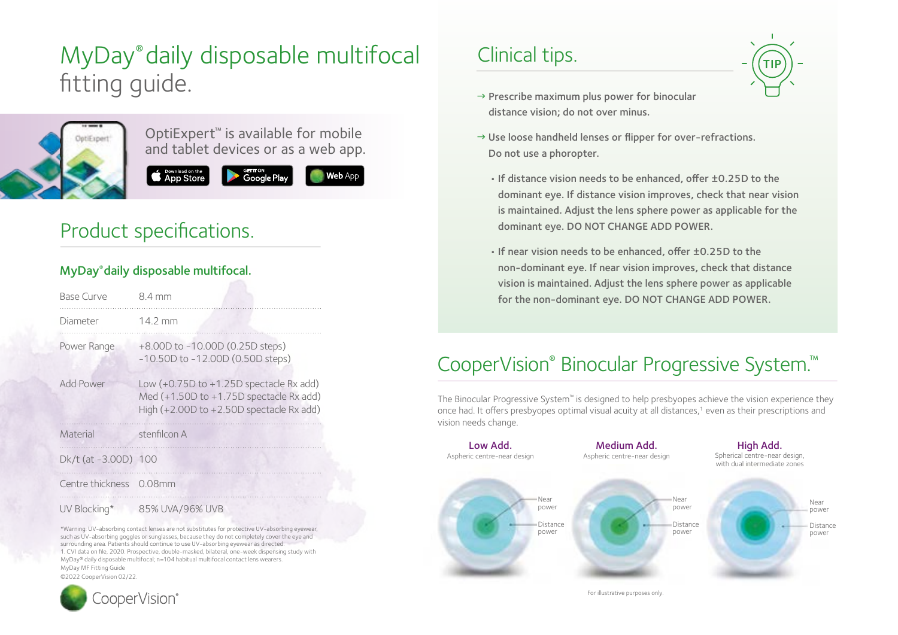# MyDay® daily disposable multifocal fitting guide.

OptiExpert™ is available for mobile and tablet devices or as a web app.

Download on the App Store | GET IT ON Google Play | Web App

## Product specifications.

### MyDay® daily disposable multifocal.

| | |
|---|---|
| Base Curve | 8.4 mm |
| Diameter | 14.2 mm |
| Power Range | +8.00D to -10.00D (0.25D steps)<br>-10.50D to -12.00D (0.50D steps) |
| Add Power | Low (+0.75D to +1.25D spectacle Rx add)<br>Med (+1.50D to +1.75D spectacle Rx add)<br>High (+2.00D to +2.50D spectacle Rx add) |
| Material | stenfilcon A |
| Dk/t (at -3.00D) | 100 |
| Centre thickness | 0.08mm |
| UV Blocking* | 85% UVA/96% UVB |

*Warning: UV-absorbing contact lenses are not substitutes for protective UV-absorbing eyewear, such as UV-absorbing goggles or sunglasses, because they do not completely cover the eye and surrounding area. Patients should continue to use UV-absorbing eyewear as directed.
1. CVI data on file, 2020. Prospective, double-masked, bilateral, one-week dispensing study with MyDay® daily disposable multifocal; n=104 habitual multifocal contact lens wearers.
MyDay MF Fitting Guide
©2022 CooperVision 02/22.

CooperVision®

## Clinical tips.

TIP

→ Prescribe maximum plus power for binocular distance vision; do not over minus.

→ Use loose handheld lenses or flipper for over-refractions. Do not use a phoropter.

- If distance vision needs to be enhanced, offer ±0.25D to the dominant eye. If distance vision improves, check that near vision is maintained. Adjust the lens sphere power as applicable for the dominant eye. DO NOT CHANGE ADD POWER.
- If near vision needs to be enhanced, offer ±0.25D to the non-dominant eye. If near vision improves, check that distance vision is maintained. Adjust the lens sphere power as applicable for the non-dominant eye. DO NOT CHANGE ADD POWER.

## CooperVision® Binocular Progressive System.™

The Binocular Progressive System™ is designed to help presbyopes achieve the vision experience they once had. It offers presbyopes optimal visual acuity at all distances,[1] even as their prescriptions and vision needs change.

**Low Add.**
Aspheric centre-near design

Near power
Distance power

**Medium Add.**
Aspheric centre-near design

Near power
Distance power

**High Add.**
Spherical centre-near design, with dual intermediate zones

Near power
Distance power

For illustrative purposes only.